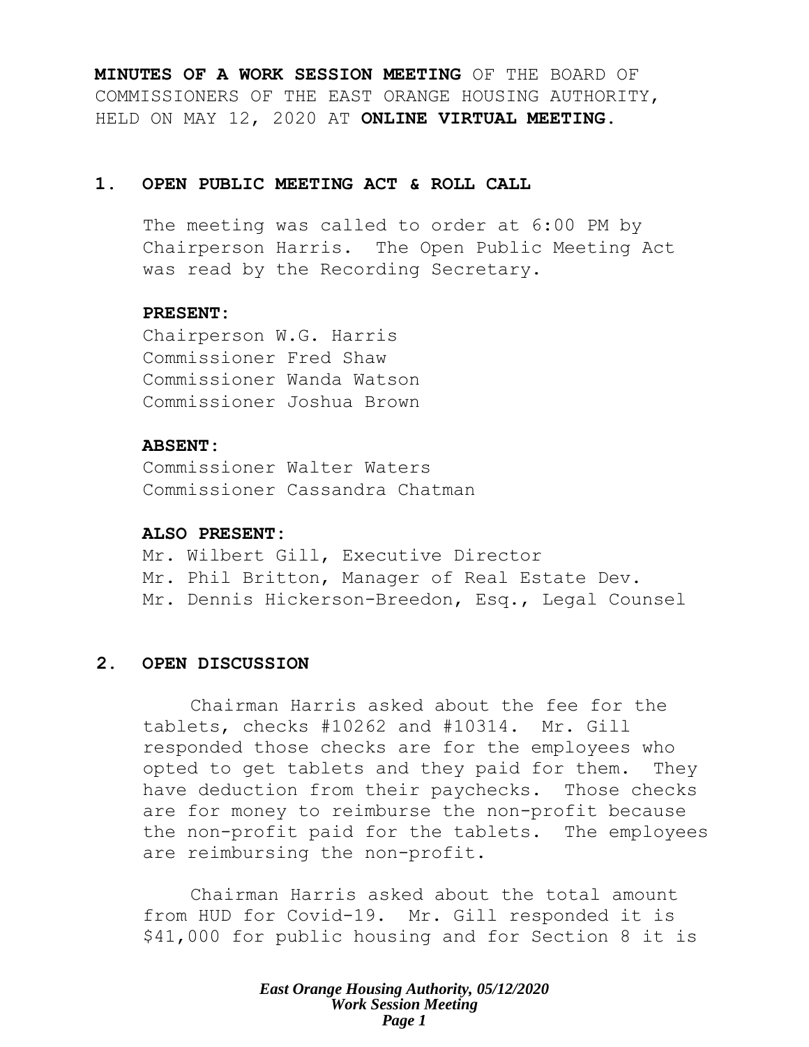**MINUTES OF A WORK SESSION MEETING** OF THE BOARD OF COMMISSIONERS OF THE EAST ORANGE HOUSING AUTHORITY, HELD ON MAY 12, 2020 AT **ONLINE VIRTUAL MEETING.**

## 1. OPEN PUBLIC MEETING ACT & ROLL CALL

The meeting was called to order at 6:00 PM by Chairperson Harris. The Open Public Meeting Act was read by the Recording Secretary.

**PRESENT:**
Chairperson W.G. Harris
Commissioner Fred Shaw
Commissioner Wanda Watson
Commissioner Joshua Brown

**ABSENT:**
Commissioner Walter Waters
Commissioner Cassandra Chatman

**ALSO PRESENT:**
Mr. Wilbert Gill, Executive Director
Mr. Phil Britton, Manager of Real Estate Dev.
Mr. Dennis Hickerson-Breedon, Esq., Legal Counsel

## 2. OPEN DISCUSSION

Chairman Harris asked about the fee for the tablets, checks #10262 and #10314. Mr. Gill responded those checks are for the employees who opted to get tablets and they paid for them. They have deduction from their paychecks. Those checks are for money to reimburse the non-profit because the non-profit paid for the tablets. The employees are reimbursing the non-profit.

Chairman Harris asked about the total amount from HUD for Covid-19. Mr. Gill responded it is $41,000 for public housing and for Section 8 it is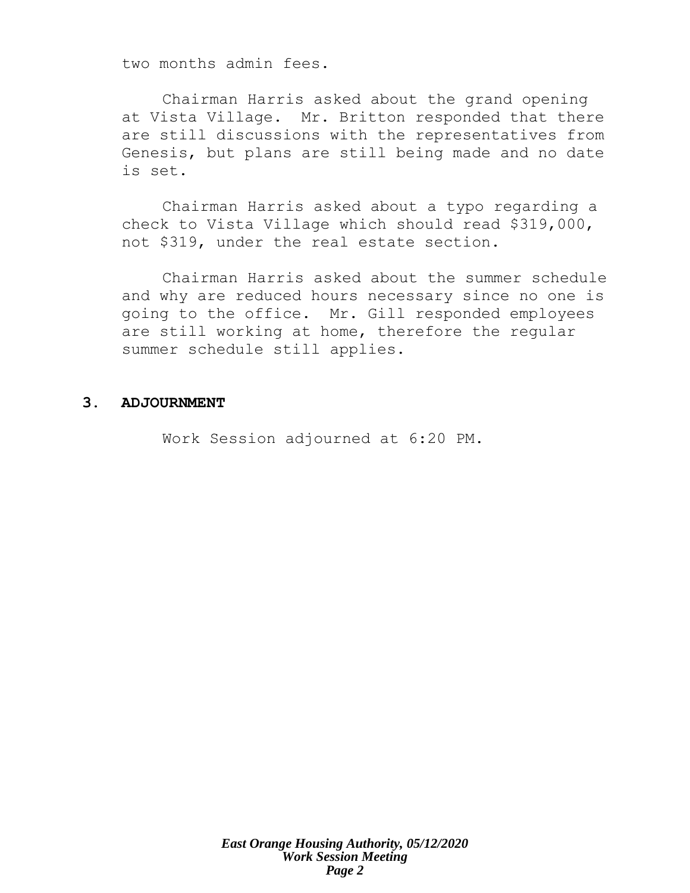two months admin fees.

Chairman Harris asked about the grand opening at Vista Village. Mr. Britton responded that there are still discussions with the representatives from Genesis, but plans are still being made and no date is set.

Chairman Harris asked about a typo regarding a check to Vista Village which should read $319,000, not $319, under the real estate section.

Chairman Harris asked about the summer schedule and why are reduced hours necessary since no one is going to the office. Mr. Gill responded employees are still working at home, therefore the regular summer schedule still applies.

## 3. ADJOURNMENT

Work Session adjourned at 6:20 PM.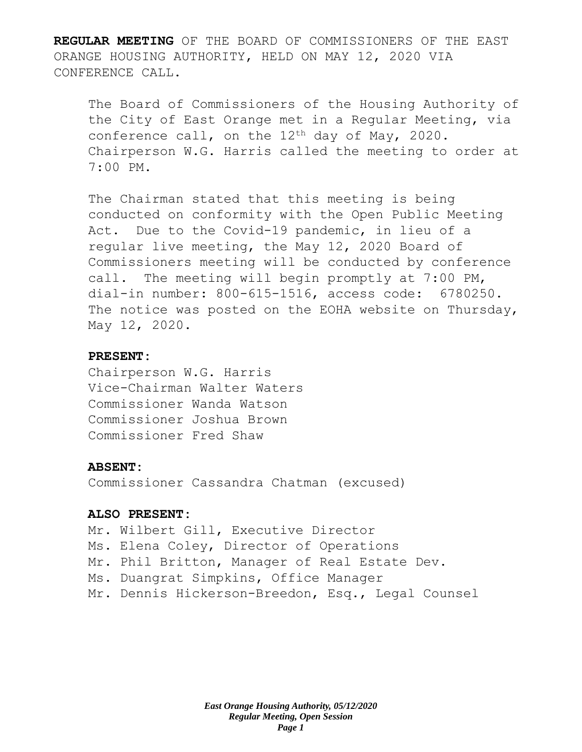**REGULAR MEETING** OF THE BOARD OF COMMISSIONERS OF THE EAST ORANGE HOUSING AUTHORITY, HELD ON MAY 12, 2020 VIA CONFERENCE CALL.

The Board of Commissioners of the Housing Authority of the City of East Orange met in a Regular Meeting, via conference call, on the 12th day of May, 2020. Chairperson W.G. Harris called the meeting to order at 7:00 PM.

The Chairman stated that this meeting is being conducted on conformity with the Open Public Meeting Act. Due to the Covid-19 pandemic, in lieu of a regular live meeting, the May 12, 2020 Board of Commissioners meeting will be conducted by conference call. The meeting will begin promptly at 7:00 PM, dial-in number: 800-615-1516, access code: 6780250. The notice was posted on the EOHA website on Thursday, May 12, 2020.

**PRESENT:**

Chairperson W.G. Harris
Vice-Chairman Walter Waters
Commissioner Wanda Watson
Commissioner Joshua Brown
Commissioner Fred Shaw

**ABSENT:**

Commissioner Cassandra Chatman (excused)

**ALSO PRESENT:**

Mr. Wilbert Gill, Executive Director
Ms. Elena Coley, Director of Operations
Mr. Phil Britton, Manager of Real Estate Dev.
Ms. Duangrat Simpkins, Office Manager
Mr. Dennis Hickerson-Breedon, Esq., Legal Counsel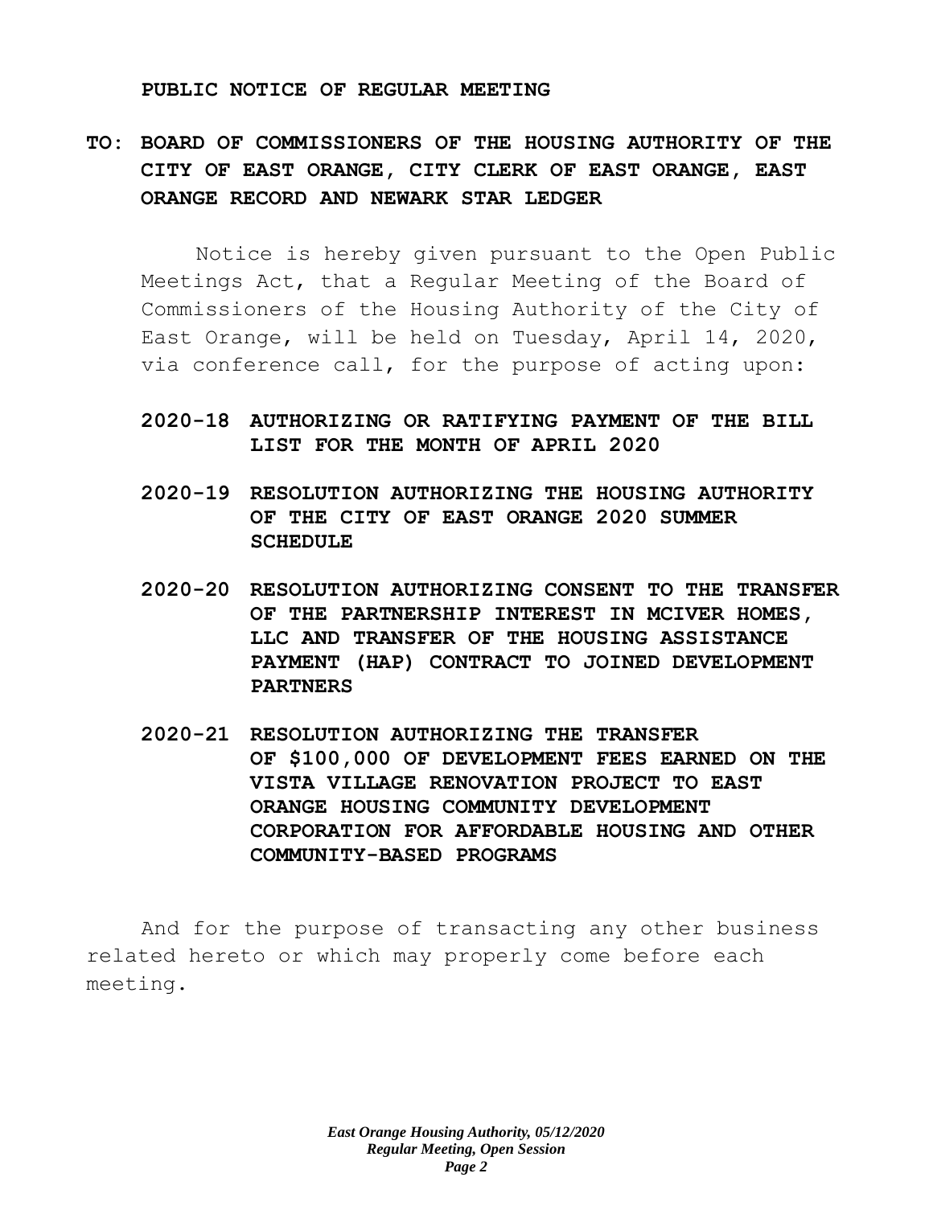**PUBLIC NOTICE OF REGULAR MEETING**

**TO: BOARD OF COMMISSIONERS OF THE HOUSING AUTHORITY OF THE CITY OF EAST ORANGE, CITY CLERK OF EAST ORANGE, EAST ORANGE RECORD AND NEWARK STAR LEDGER**

Notice is hereby given pursuant to the Open Public Meetings Act, that a Regular Meeting of the Board of Commissioners of the Housing Authority of the City of East Orange, will be held on Tuesday, April 14, 2020, via conference call, for the purpose of acting upon:

**2020-18 AUTHORIZING OR RATIFYING PAYMENT OF THE BILL LIST FOR THE MONTH OF APRIL 2020**

**2020-19 RESOLUTION AUTHORIZING THE HOUSING AUTHORITY OF THE CITY OF EAST ORANGE 2020 SUMMER SCHEDULE**

**2020-20 RESOLUTION AUTHORIZING CONSENT TO THE TRANSFER OF THE PARTNERSHIP INTEREST IN MCIVER HOMES, LLC AND TRANSFER OF THE HOUSING ASSISTANCE PAYMENT (HAP) CONTRACT TO JOINED DEVELOPMENT PARTNERS**

**2020-21 RESOLUTION AUTHORIZING THE TRANSFER OF $100,000 OF DEVELOPMENT FEES EARNED ON THE VISTA VILLAGE RENOVATION PROJECT TO EAST ORANGE HOUSING COMMUNITY DEVELOPMENT CORPORATION FOR AFFORDABLE HOUSING AND OTHER COMMUNITY-BASED PROGRAMS**

And for the purpose of transacting any other business related hereto or which may properly come before each meeting.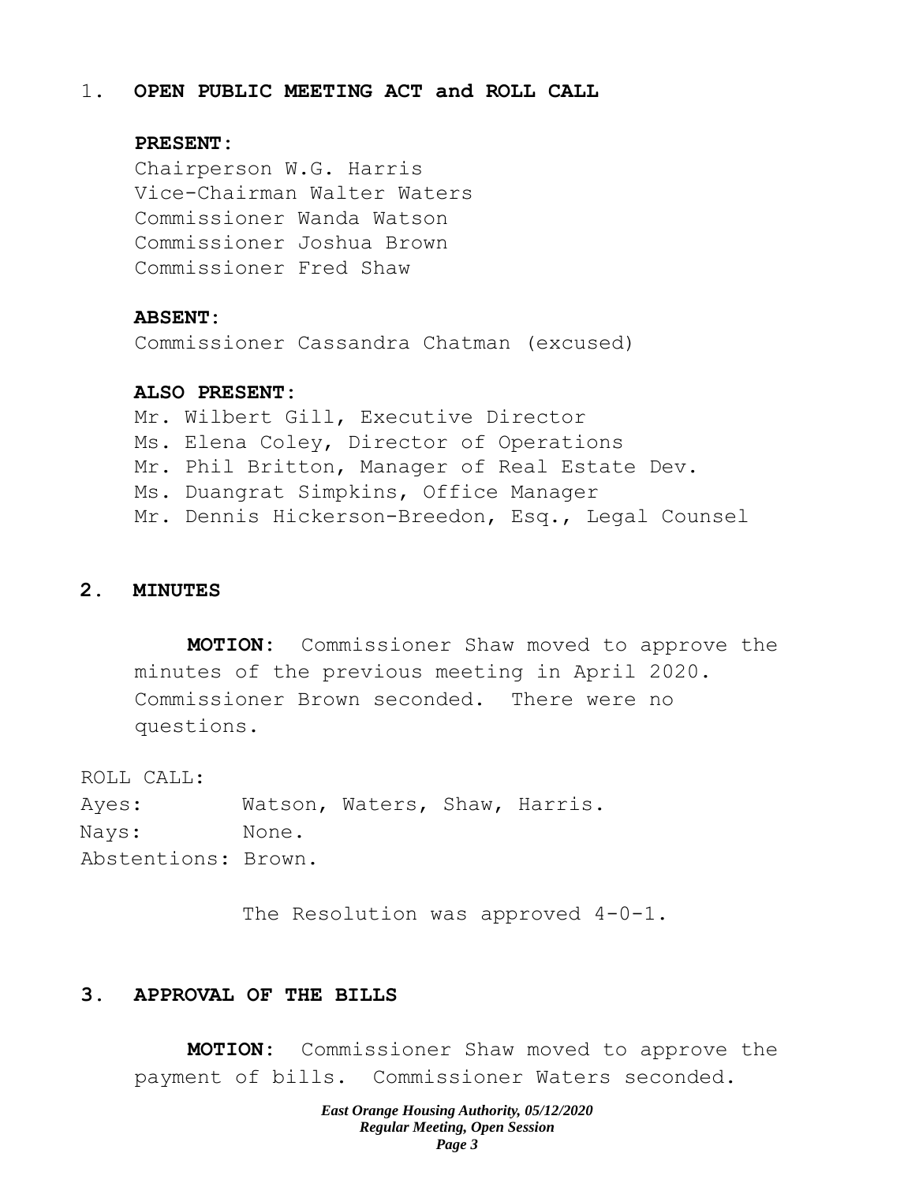## 1. OPEN PUBLIC MEETING ACT and ROLL CALL

**PRESENT:**

Chairperson W.G. Harris
Vice-Chairman Walter Waters
Commissioner Wanda Watson
Commissioner Joshua Brown
Commissioner Fred Shaw

**ABSENT:**

Commissioner Cassandra Chatman (excused)

**ALSO PRESENT:**

Mr. Wilbert Gill, Executive Director
Ms. Elena Coley, Director of Operations
Mr. Phil Britton, Manager of Real Estate Dev.
Ms. Duangrat Simpkins, Office Manager
Mr. Dennis Hickerson-Breedon, Esq., Legal Counsel

## 2. MINUTES

**MOTION:** Commissioner Shaw moved to approve the minutes of the previous meeting in April 2020. Commissioner Brown seconded. There were no questions.

ROLL CALL:
Ayes: Watson, Waters, Shaw, Harris.
Nays: None.
Abstentions: Brown.

The Resolution was approved 4-0-1.

## 3. APPROVAL OF THE BILLS

**MOTION:** Commissioner Shaw moved to approve the payment of bills. Commissioner Waters seconded.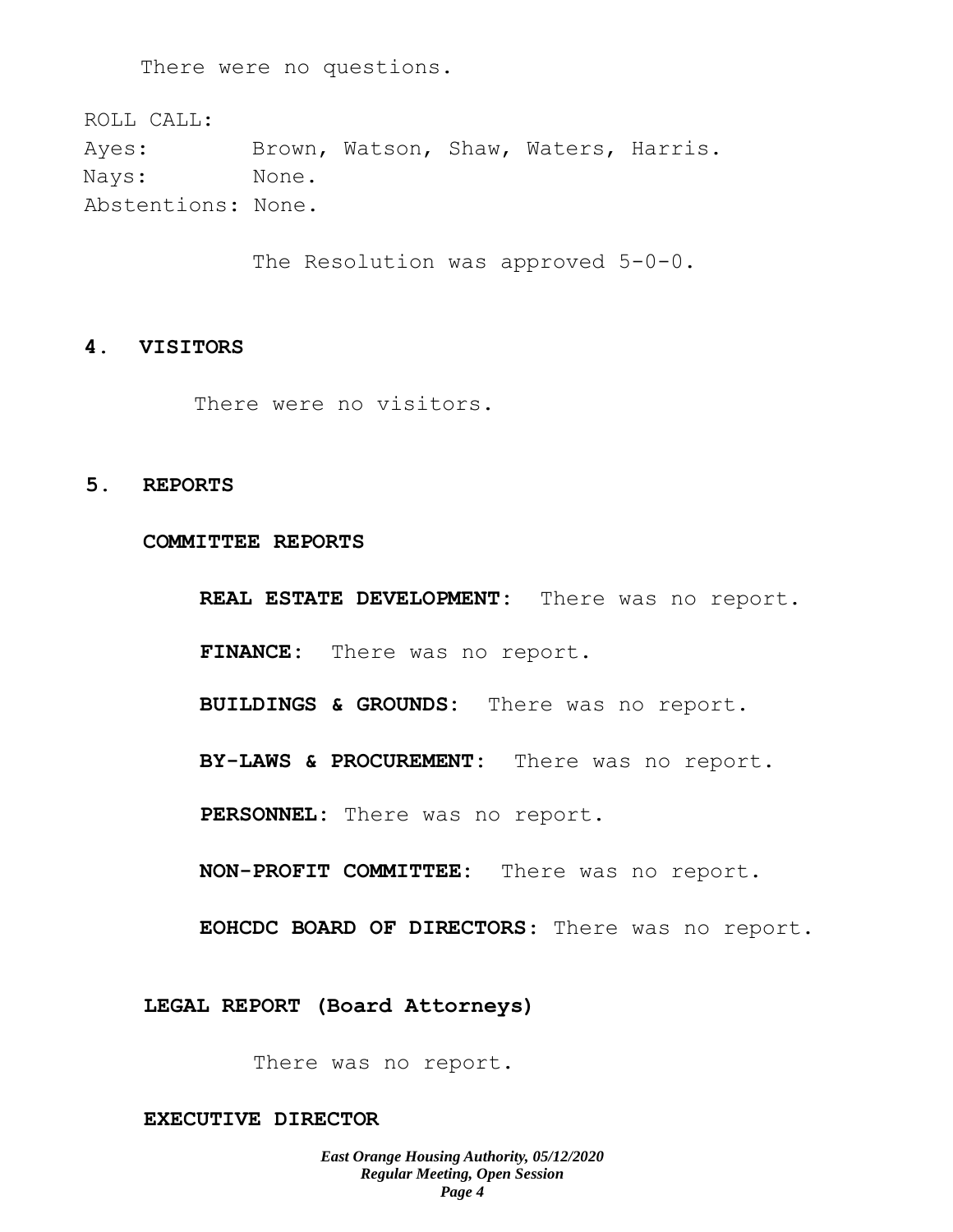There were no questions.

ROLL CALL:
Ayes: Brown, Watson, Shaw, Waters, Harris.
Nays: None.
Abstentions: None.

The Resolution was approved 5-0-0.

## 4. VISITORS

There were no visitors.

## 5. REPORTS

### COMMITTEE REPORTS

**REAL ESTATE DEVELOPMENT:** There was no report.

**FINANCE:** There was no report.

**BUILDINGS & GROUNDS:** There was no report.

**BY-LAWS & PROCUREMENT:** There was no report.

**PERSONNEL:** There was no report.

**NON-PROFIT COMMITTEE:** There was no report.

**EOHCDC BOARD OF DIRECTORS:** There was no report.

### LEGAL REPORT (Board Attorneys)

There was no report.

### EXECUTIVE DIRECTOR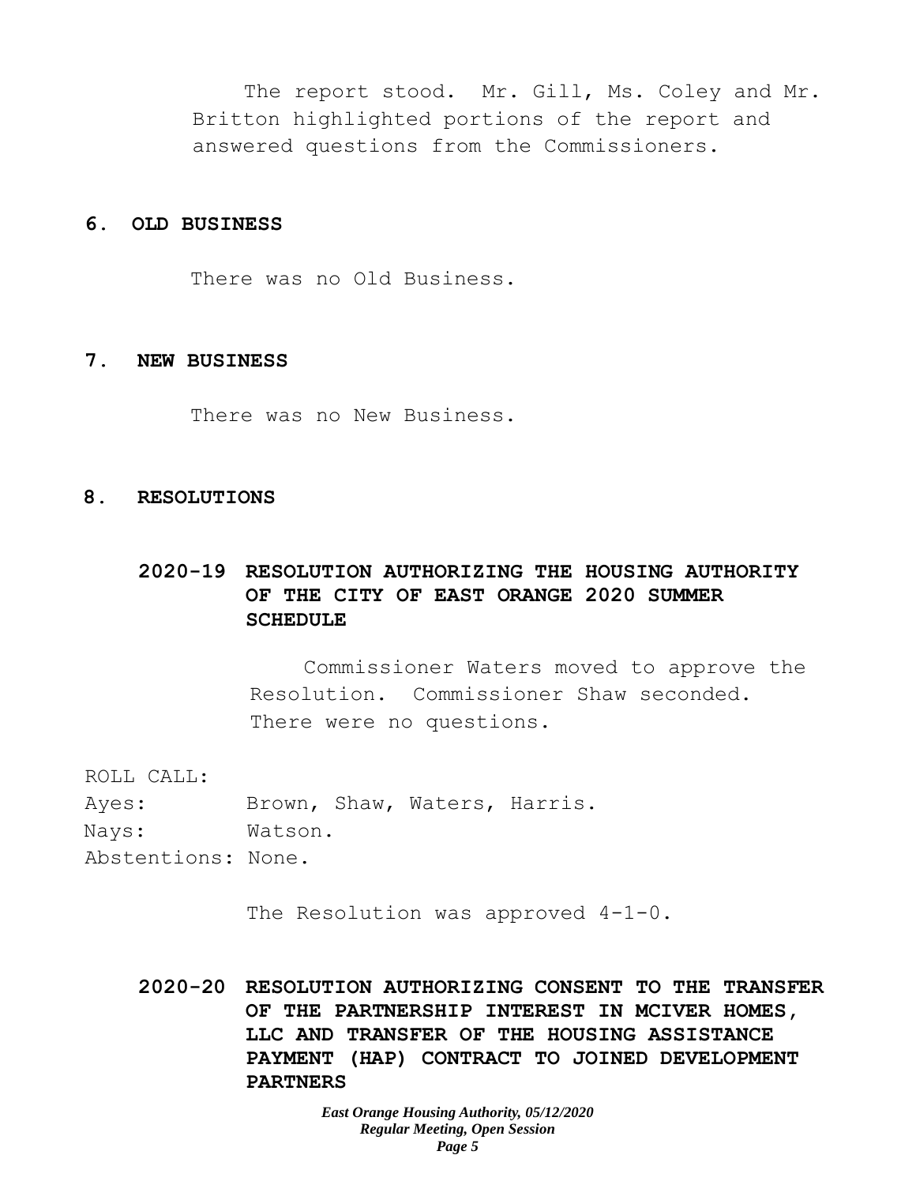The report stood. Mr. Gill, Ms. Coley and Mr. Britton highlighted portions of the report and answered questions from the Commissioners.

## 6. OLD BUSINESS

There was no Old Business.

## 7. NEW BUSINESS

There was no New Business.

## 8. RESOLUTIONS

### 2020-19 RESOLUTION AUTHORIZING THE HOUSING AUTHORITY OF THE CITY OF EAST ORANGE 2020 SUMMER SCHEDULE

Commissioner Waters moved to approve the Resolution. Commissioner Shaw seconded. There were no questions.

ROLL CALL:
Ayes: Brown, Shaw, Waters, Harris.
Nays: Watson.
Abstentions: None.

The Resolution was approved 4-1-0.

### 2020-20 RESOLUTION AUTHORIZING CONSENT TO THE TRANSFER OF THE PARTNERSHIP INTEREST IN MCIVER HOMES, LLC AND TRANSFER OF THE HOUSING ASSISTANCE PAYMENT (HAP) CONTRACT TO JOINED DEVELOPMENT PARTNERS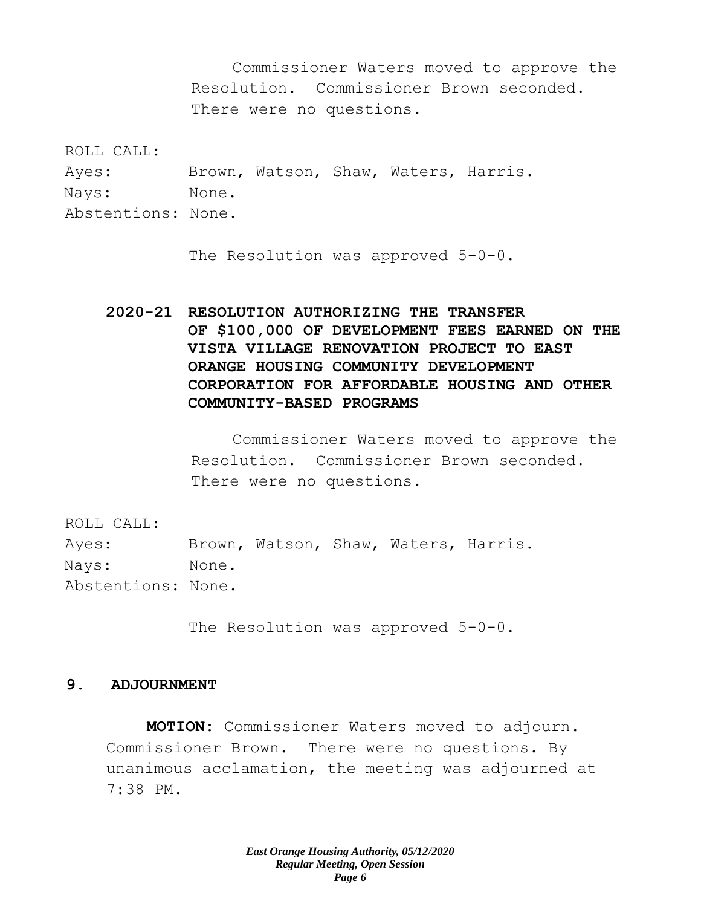Commissioner Waters moved to approve the Resolution. Commissioner Brown seconded. There were no questions.

ROLL CALL:
Ayes: Brown, Watson, Shaw, Waters, Harris.
Nays: None.
Abstentions: None.

The Resolution was approved 5-0-0.

**2020-21 RESOLUTION AUTHORIZING THE TRANSFER OF $100,000 OF DEVELOPMENT FEES EARNED ON THE VISTA VILLAGE RENOVATION PROJECT TO EAST ORANGE HOUSING COMMUNITY DEVELOPMENT CORPORATION FOR AFFORDABLE HOUSING AND OTHER COMMUNITY-BASED PROGRAMS**

Commissioner Waters moved to approve the Resolution. Commissioner Brown seconded. There were no questions.

ROLL CALL:
Ayes: Brown, Watson, Shaw, Waters, Harris.
Nays: None.
Abstentions: None.

The Resolution was approved 5-0-0.

## 9. ADJOURNMENT

**MOTION**: Commissioner Waters moved to adjourn. Commissioner Brown. There were no questions. By unanimous acclamation, the meeting was adjourned at 7:38 PM.